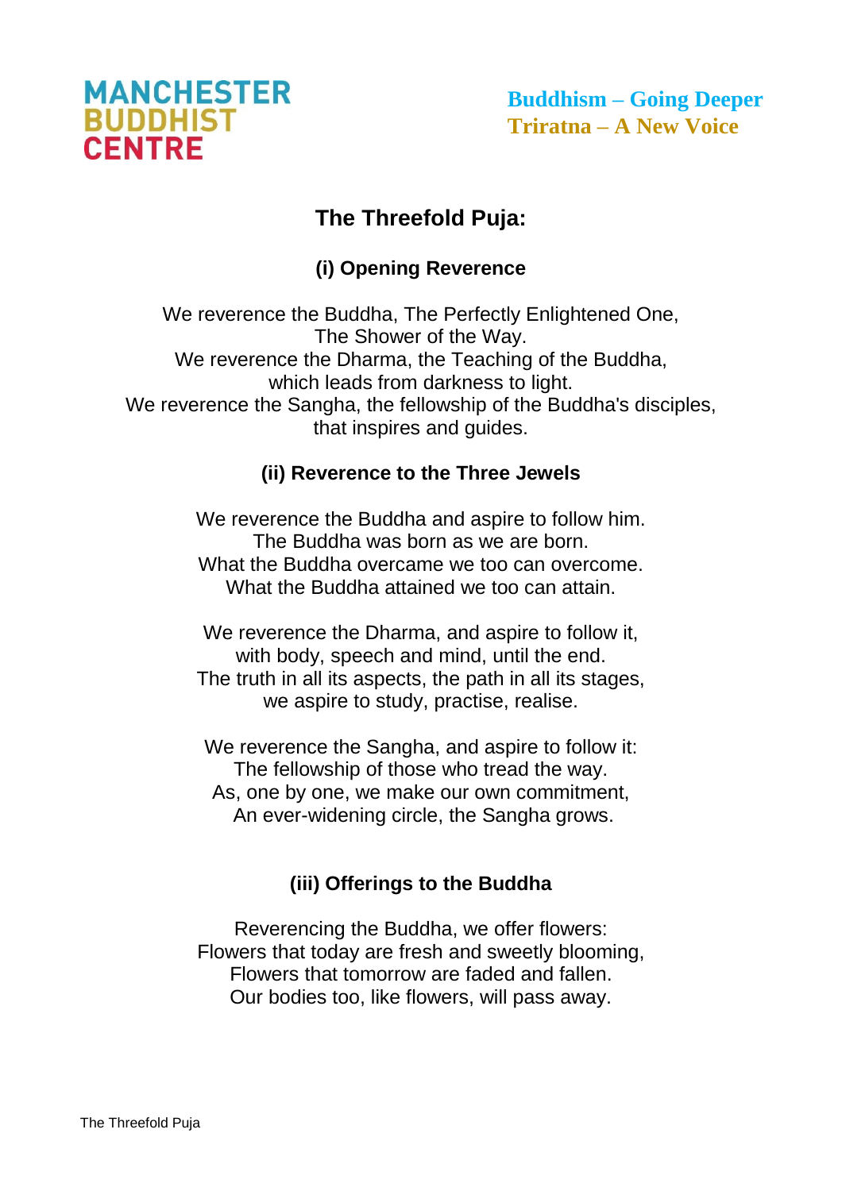MANCHESTER BUDDHIST CENTRE

**Buddhism – Going Deeper**
**Triratna – A New Voice**

# The Threefold Puja:

## (i) Opening Reverence

We reverence the Buddha, The Perfectly Enlightened One,
The Shower of the Way.
We reverence the Dharma, the Teaching of the Buddha,
which leads from darkness to light.
We reverence the Sangha, the fellowship of the Buddha's disciples,
that inspires and guides.

## (ii) Reverence to the Three Jewels

We reverence the Buddha and aspire to follow him.
The Buddha was born as we are born.
What the Buddha overcame we too can overcome.
What the Buddha attained we too can attain.

We reverence the Dharma, and aspire to follow it,
with body, speech and mind, until the end.
The truth in all its aspects, the path in all its stages,
we aspire to study, practise, realise.

We reverence the Sangha, and aspire to follow it:
The fellowship of those who tread the way.
As, one by one, we make our own commitment,
An ever-widening circle, the Sangha grows.

## (iii) Offerings to the Buddha

Reverencing the Buddha, we offer flowers:
Flowers that today are fresh and sweetly blooming,
Flowers that tomorrow are faded and fallen.
Our bodies too, like flowers, will pass away.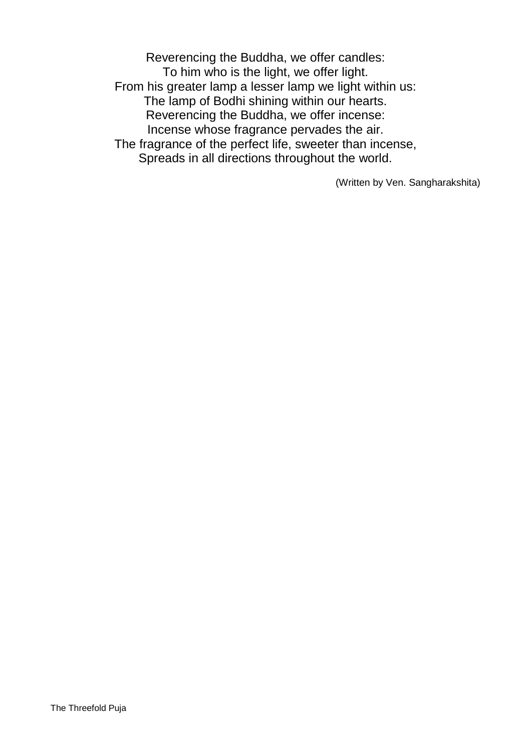Reverencing the Buddha, we offer candles:
To him who is the light, we offer light.
From his greater lamp a lesser lamp we light within us:
The lamp of Bodhi shining within our hearts.
Reverencing the Buddha, we offer incense:
Incense whose fragrance pervades the air.
The fragrance of the perfect life, sweeter than incense,
Spreads in all directions throughout the world.

(Written by Ven. Sangharakshita)